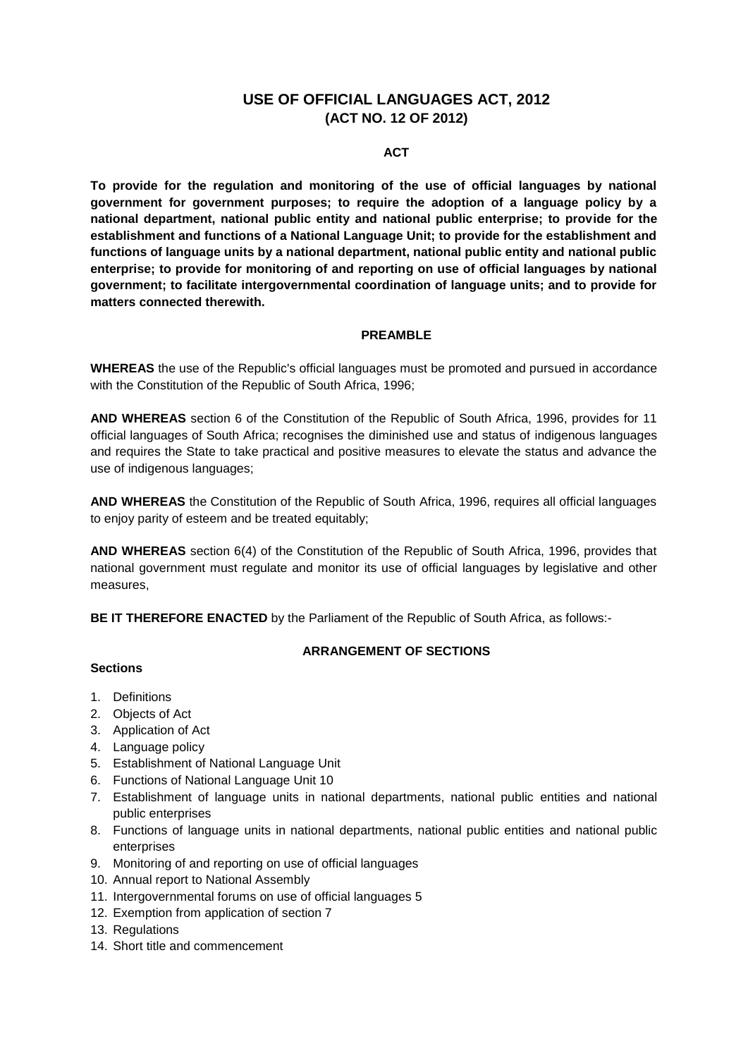# USE OF OFFICIAL LANGUAGES ACT, 2012
## (ACT NO. 12 OF 2012)

### ACT

**To provide for the regulation and monitoring of the use of official languages by national government for government purposes; to require the adoption of a language policy by a national department, national public entity and national public enterprise; to provide for the establishment and functions of a National Language Unit; to provide for the establishment and functions of language units by a national department, national public entity and national public enterprise; to provide for monitoring of and reporting on use of official languages by national government; to facilitate intergovernmental coordination of language units; and to provide for matters connected therewith.**

### PREAMBLE

**WHEREAS** the use of the Republic's official languages must be promoted and pursued in accordance with the Constitution of the Republic of South Africa, 1996;

**AND WHEREAS** section 6 of the Constitution of the Republic of South Africa, 1996, provides for 11 official languages of South Africa; recognises the diminished use and status of indigenous languages and requires the State to take practical and positive measures to elevate the status and advance the use of indigenous languages;

**AND WHEREAS** the Constitution of the Republic of South Africa, 1996, requires all official languages to enjoy parity of esteem and be treated equitably;

**AND WHEREAS** section 6(4) of the Constitution of the Republic of South Africa, 1996, provides that national government must regulate and monitor its use of official languages by legislative and other measures,

**BE IT THEREFORE ENACTED** by the Parliament of the Republic of South Africa, as follows:-

### ARRANGEMENT OF SECTIONS

**Sections**

1. Definitions
2. Objects of Act
3. Application of Act
4. Language policy
5. Establishment of National Language Unit
6. Functions of National Language Unit 10
7. Establishment of language units in national departments, national public entities and national public enterprises
8. Functions of language units in national departments, national public entities and national public enterprises
9. Monitoring of and reporting on use of official languages
10. Annual report to National Assembly
11. Intergovernmental forums on use of official languages 5
12. Exemption from application of section 7
13. Regulations
14. Short title and commencement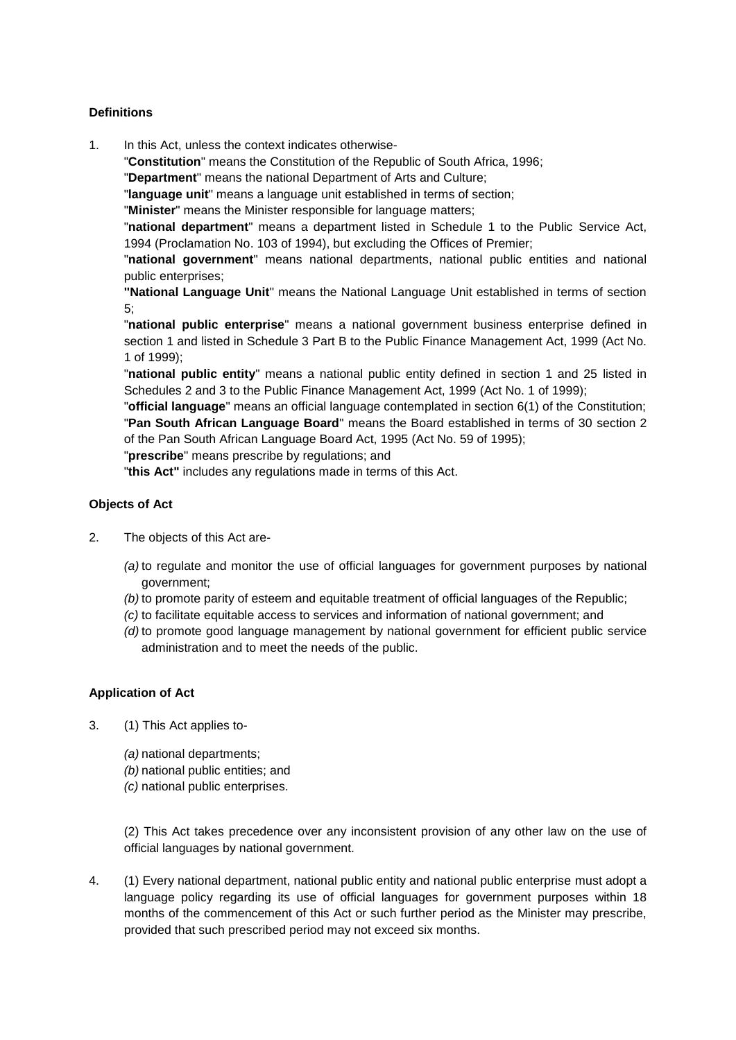**Definitions**

1. In this Act, unless the context indicates otherwise-

"**Constitution**" means the Constitution of the Republic of South Africa, 1996;

"**Department**" means the national Department of Arts and Culture;

"**language unit**" means a language unit established in terms of section;

"**Minister**" means the Minister responsible for language matters;

"**national department**" means a department listed in Schedule 1 to the Public Service Act, 1994 (Proclamation No. 103 of 1994), but excluding the Offices of Premier;

"**national government**" means national departments, national public entities and national public enterprises;

**"National Language Unit**" means the National Language Unit established in terms of section 5;

"**national public enterprise**" means a national government business enterprise defined in section 1 and listed in Schedule 3 Part B to the Public Finance Management Act, 1999 (Act No. 1 of 1999);

"**national public entity**" means a national public entity defined in section 1 and 25 listed in Schedules 2 and 3 to the Public Finance Management Act, 1999 (Act No. 1 of 1999);

"**official language**" means an official language contemplated in section 6(1) of the Constitution;

"**Pan South African Language Board**" means the Board established in terms of 30 section 2 of the Pan South African Language Board Act, 1995 (Act No. 59 of 1995);

"**prescribe**" means prescribe by regulations; and

"**this Act"** includes any regulations made in terms of this Act.

**Objects of Act**

2. The objects of this Act are-

   *(a)* to regulate and monitor the use of official languages for government purposes by national government;
   *(b)* to promote parity of esteem and equitable treatment of official languages of the Republic;
   *(c)* to facilitate equitable access to services and information of national government; and
   *(d)* to promote good language management by national government for efficient public service administration and to meet the needs of the public.

**Application of Act**

3. (1) This Act applies to-

   *(a)* national departments;
   *(b)* national public entities; and
   *(c)* national public enterprises.

   (2) This Act takes precedence over any inconsistent provision of any other law on the use of official languages by national government.

4. (1) Every national department, national public entity and national public enterprise must adopt a language policy regarding its use of official languages for government purposes within 18 months of the commencement of this Act or such further period as the Minister may prescribe, provided that such prescribed period may not exceed six months.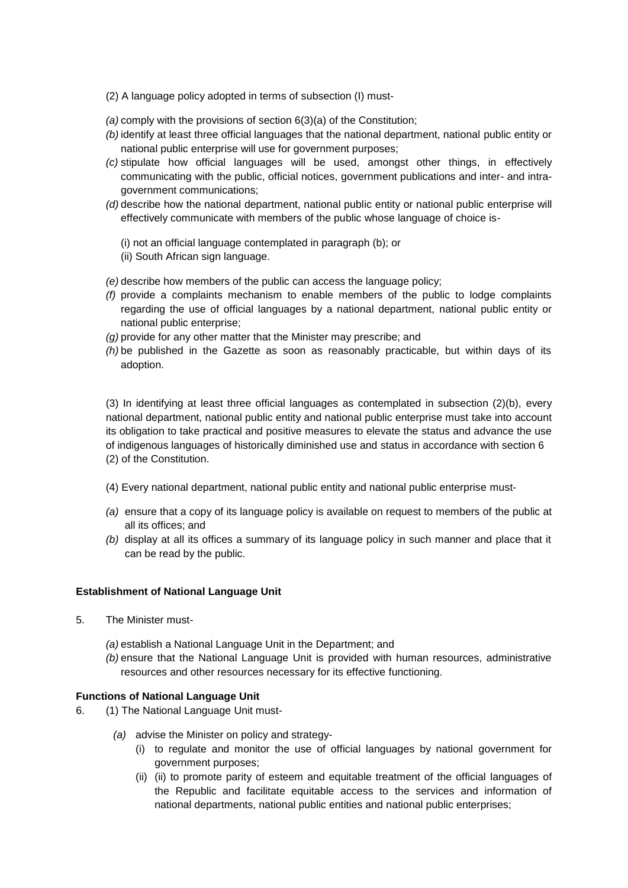(2) A language policy adopted in terms of subsection (I) must-

*(a)* comply with the provisions of section 6(3)(a) of the Constitution;
*(b)* identify at least three official languages that the national department, national public entity or national public enterprise will use for government purposes;
*(c)* stipulate how official languages will be used, amongst other things, in effectively communicating with the public, official notices, government publications and inter- and intra-government communications;
*(d)* describe how the national department, national public entity or national public enterprise will effectively communicate with members of the public whose language of choice is-

(i) not an official language contemplated in paragraph (b); or
(ii) South African sign language.

*(e)* describe how members of the public can access the language policy;
*(f)* provide a complaints mechanism to enable members of the public to lodge complaints regarding the use of official languages by a national department, national public entity or national public enterprise;
*(g)* provide for any other matter that the Minister may prescribe; and
*(h)* be published in the Gazette as soon as reasonably practicable, but within days of its adoption.

(3) In identifying at least three official languages as contemplated in subsection (2)(b), every national department, national public entity and national public enterprise must take into account its obligation to take practical and positive measures to elevate the status and advance the use of indigenous languages of historically diminished use and status in accordance with section 6 (2) of the Constitution.

(4) Every national department, national public entity and national public enterprise must-

*(a)* ensure that a copy of its language policy is available on request to members of the public at all its offices; and
*(b)* display at all its offices a summary of its language policy in such manner and place that it can be read by the public.

**Establishment of National Language Unit**

5. The Minister must-

*(a)* establish a National Language Unit in the Department; and
*(b)* ensure that the National Language Unit is provided with human resources, administrative resources and other resources necessary for its effective functioning.

**Functions of National Language Unit**

6. (1) The National Language Unit must-

*(a)* advise the Minister on policy and strategy-
  (i) to regulate and monitor the use of official languages by national government for government purposes;
  (ii) (ii) to promote parity of esteem and equitable treatment of the official languages of the Republic and facilitate equitable access to the services and information of national departments, national public entities and national public enterprises;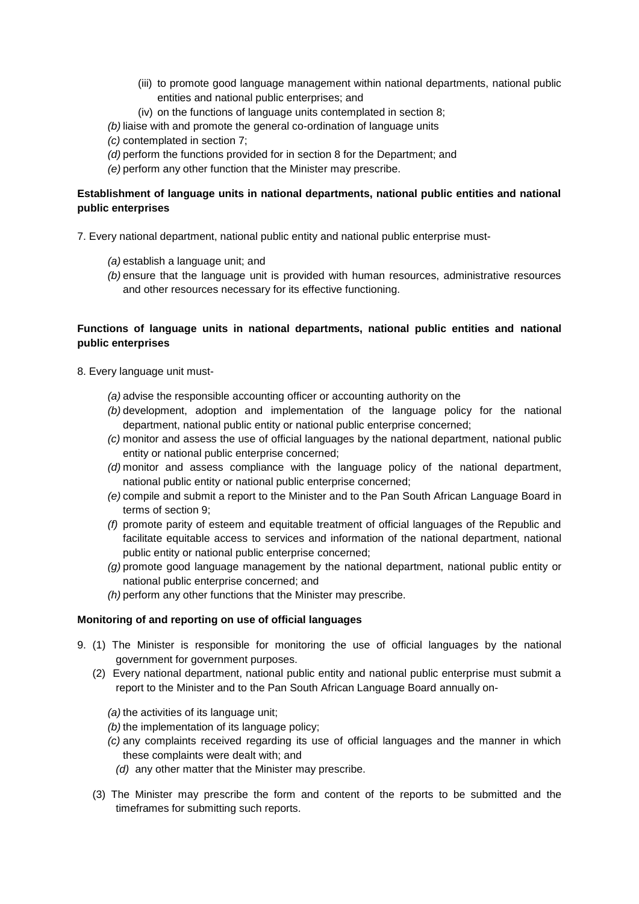(iii) to promote good language management within national departments, national public entities and national public enterprises; and

(iv) on the functions of language units contemplated in section 8;

*(b)* liaise with and promote the general co-ordination of language units

*(c)* contemplated in section 7;

*(d)* perform the functions provided for in section 8 for the Department; and

*(e)* perform any other function that the Minister may prescribe.

**Establishment of language units in national departments, national public entities and national public enterprises**

7. Every national department, national public entity and national public enterprise must-

*(a)* establish a language unit; and

*(b)* ensure that the language unit is provided with human resources, administrative resources and other resources necessary for its effective functioning.

**Functions of language units in national departments, national public entities and national public enterprises**

8. Every language unit must-

*(a)* advise the responsible accounting officer or accounting authority on the

*(b)* development, adoption and implementation of the language policy for the national department, national public entity or national public enterprise concerned;

*(c)* monitor and assess the use of official languages by the national department, national public entity or national public enterprise concerned;

*(d)* monitor and assess compliance with the language policy of the national department, national public entity or national public enterprise concerned;

*(e)* compile and submit a report to the Minister and to the Pan South African Language Board in terms of section 9;

*(f)* promote parity of esteem and equitable treatment of official languages of the Republic and facilitate equitable access to services and information of the national department, national public entity or national public enterprise concerned;

*(g)* promote good language management by the national department, national public entity or national public enterprise concerned; and

*(h)* perform any other functions that the Minister may prescribe.

**Monitoring of and reporting on use of official languages**

9. (1) The Minister is responsible for monitoring the use of official languages by the national government for government purposes.

(2) Every national department, national public entity and national public enterprise must submit a report to the Minister and to the Pan South African Language Board annually on-

*(a)* the activities of its language unit;

*(b)* the implementation of its language policy;

*(c)* any complaints received regarding its use of official languages and the manner in which these complaints were dealt with; and

*(d)* any other matter that the Minister may prescribe.

(3) The Minister may prescribe the form and content of the reports to be submitted and the timeframes for submitting such reports.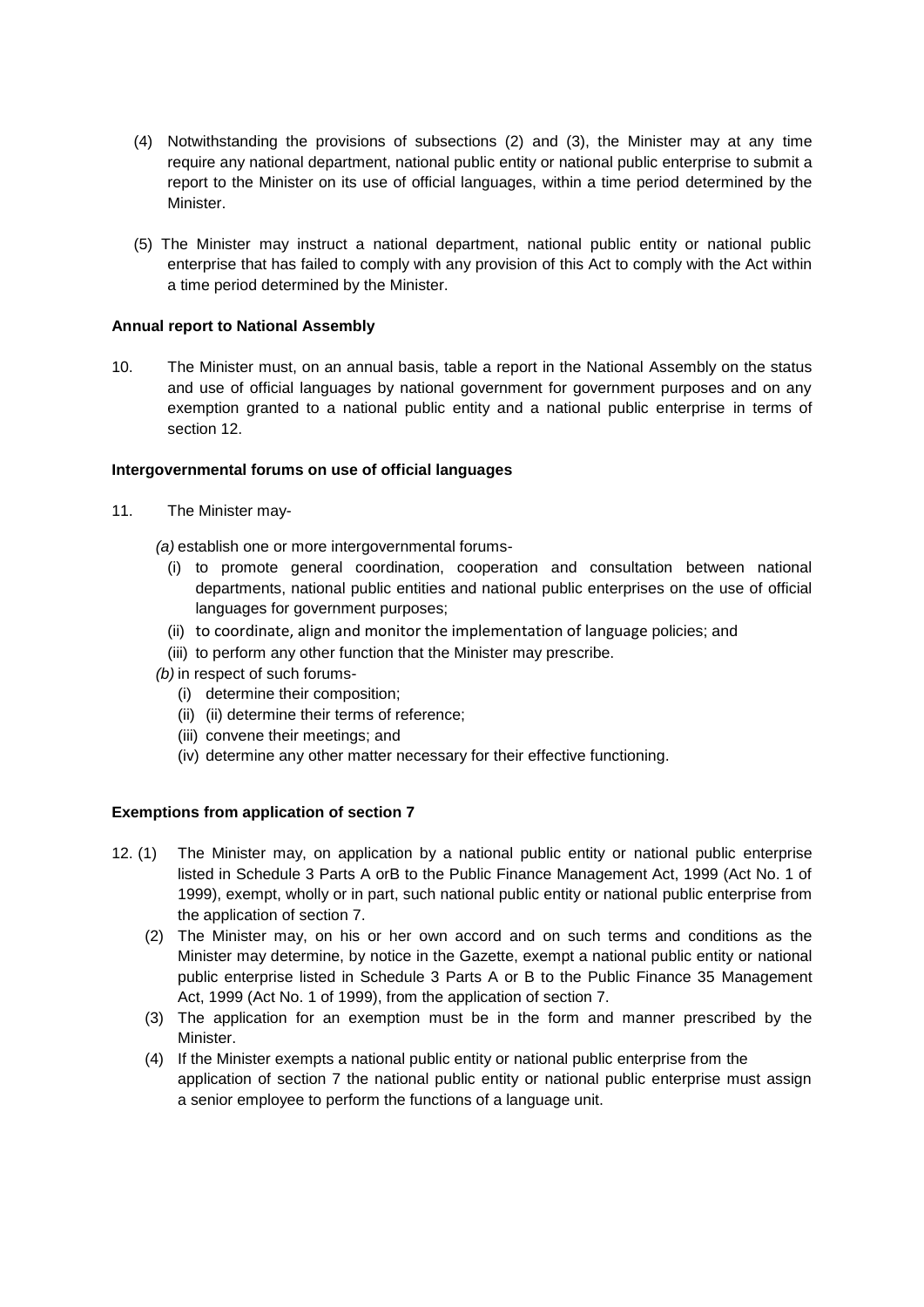(4) Notwithstanding the provisions of subsections (2) and (3), the Minister may at any time require any national department, national public entity or national public enterprise to submit a report to the Minister on its use of official languages, within a time period determined by the Minister.

(5) The Minister may instruct a national department, national public entity or national public enterprise that has failed to comply with any provision of this Act to comply with the Act within a time period determined by the Minister.

**Annual report to National Assembly**

10. The Minister must, on an annual basis, table a report in the National Assembly on the status and use of official languages by national government for government purposes and on any exemption granted to a national public entity and a national public enterprise in terms of section 12.

**Intergovernmental forums on use of official languages**

11. The Minister may-

*(a)* establish one or more intergovernmental forums-

(i) to promote general coordination, cooperation and consultation between national departments, national public entities and national public enterprises on the use of official languages for government purposes;

(ii) to coordinate, align and monitor the implementation of language policies; and

(iii) to perform any other function that the Minister may prescribe.

*(b)* in respect of such forums-

(i) determine their composition;

(ii) (ii) determine their terms of reference;

(iii) convene their meetings; and

(iv) determine any other matter necessary for their effective functioning.

**Exemptions from application of section 7**

12. (1) The Minister may, on application by a national public entity or national public enterprise listed in Schedule 3 Parts A orB to the Public Finance Management Act, 1999 (Act No. 1 of 1999), exempt, wholly or in part, such national public entity or national public enterprise from the application of section 7.

(2) The Minister may, on his or her own accord and on such terms and conditions as the Minister may determine, by notice in the Gazette, exempt a national public entity or national public enterprise listed in Schedule 3 Parts A or B to the Public Finance 35 Management Act, 1999 (Act No. 1 of 1999), from the application of section 7.

(3) The application for an exemption must be in the form and manner prescribed by the Minister.

(4) If the Minister exempts a national public entity or national public enterprise from the application of section 7 the national public entity or national public enterprise must assign a senior employee to perform the functions of a language unit.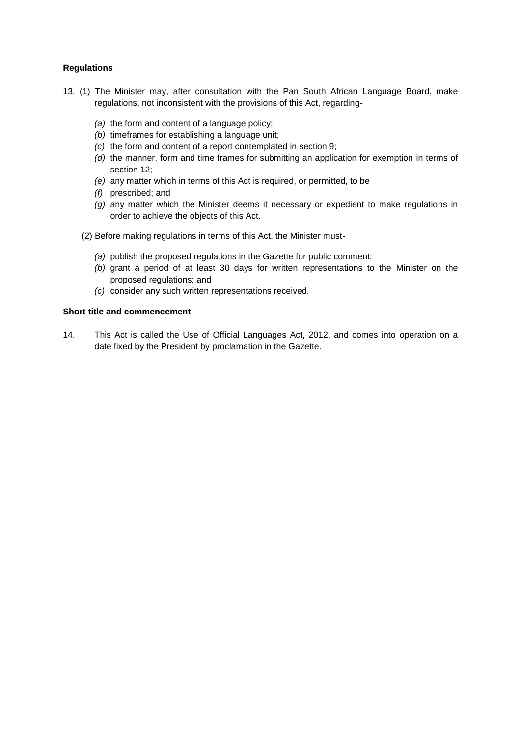**Regulations**

13. (1) The Minister may, after consultation with the Pan South African Language Board, make regulations, not inconsistent with the provisions of this Act, regarding-

   *(a)* the form and content of a language policy;
   *(b)* timeframes for establishing a language unit;
   *(c)* the form and content of a report contemplated in section 9;
   *(d)* the manner, form and time frames for submitting an application for exemption in terms of section 12;
   *(e)* any matter which in terms of this Act is required, or permitted, to be
   *(f)* prescribed; and
   *(g)* any matter which the Minister deems it necessary or expedient to make regulations in order to achieve the objects of this Act.

(2) Before making regulations in terms of this Act, the Minister must-

   *(a)* publish the proposed regulations in the Gazette for public comment;
   *(b)* grant a period of at least 30 days for written representations to the Minister on the proposed regulations; and
   *(c)* consider any such written representations received.

**Short title and commencement**

14. This Act is called the Use of Official Languages Act, 2012, and comes into operation on a date fixed by the President by proclamation in the Gazette.